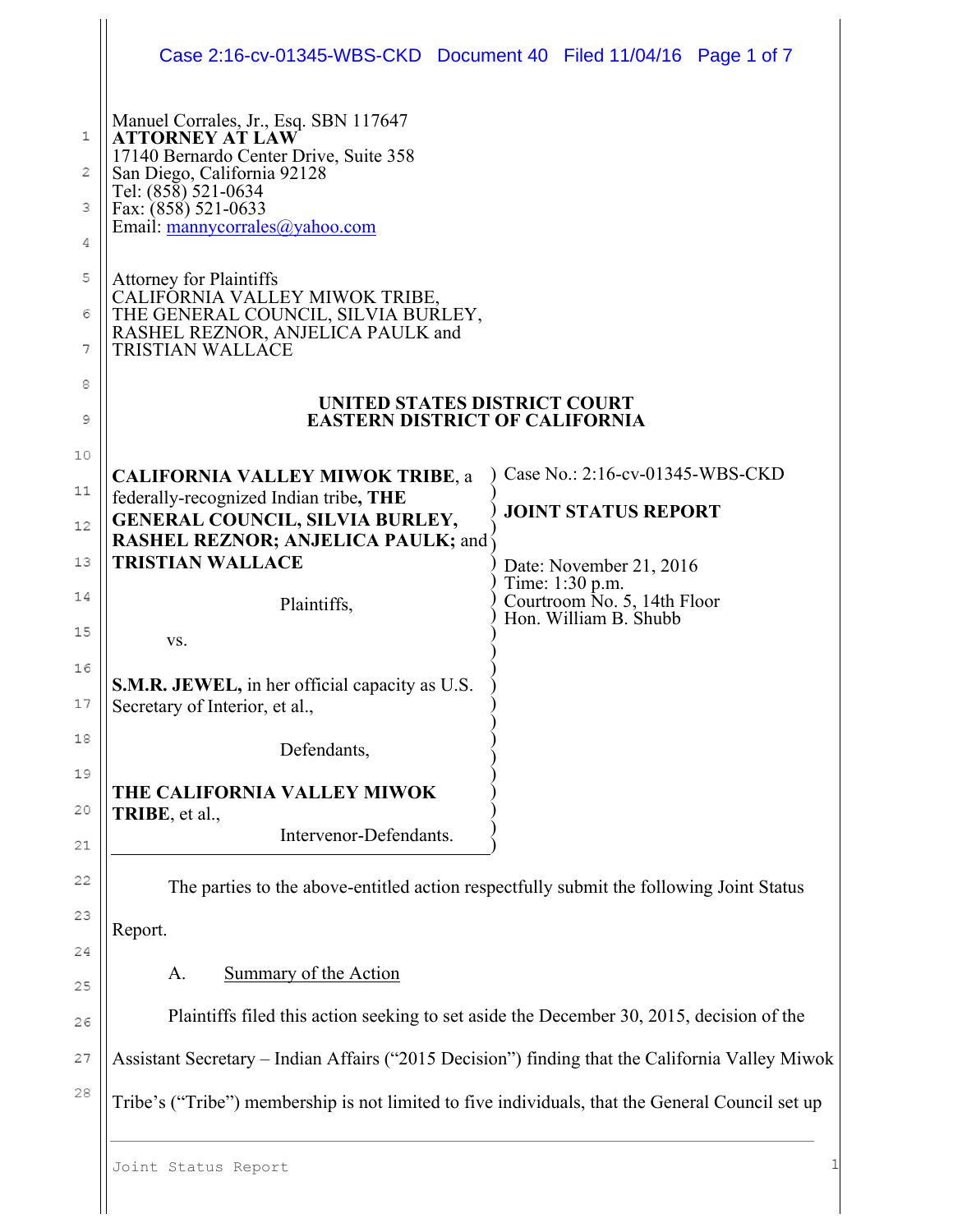Manuel Corrales, Jr., Esq. SBN 117647
**ATTORNEY AT LAW**
17140 Bernardo Center Drive, Suite 358
San Diego, California 92128
Tel: (858) 521-0634
Fax: (858) 521-0633
Email: mannycorrales@yahoo.com

Attorney for Plaintiffs
CALIFORNIA VALLEY MIWOK TRIBE,
THE GENERAL COUNCIL, SILVIA BURLEY,
RASHEL REZNOR, ANJELICA PAULK and
TRISTIAN WALLACE

**UNITED STATES DISTRICT COURT**
**EASTERN DISTRICT OF CALIFORNIA**

**CALIFORNIA VALLEY MIWOK TRIBE**, a federally-recognized Indian tribe**, THE GENERAL COUNCIL, SILVIA BURLEY, RASHEL REZNOR; ANJELICA PAULK;** and **TRISTIAN WALLACE**

Plaintiffs,

vs.

**S.M.R. JEWEL,** in her official capacity as U.S. Secretary of Interior, et al.,

Defendants,

**THE CALIFORNIA VALLEY MIWOK TRIBE**, et al.,

Intervenor-Defendants.

Case No.: 2:16-cv-01345-WBS-CKD

**JOINT STATUS REPORT**

Date: November 21, 2016
Time: 1:30 p.m.
Courtroom No. 5, 14th Floor
Hon. William B. Shubb

The parties to the above-entitled action respectfully submit the following Joint Status Report.

A. Summary of the Action

Plaintiffs filed this action seeking to set aside the December 30, 2015, decision of the Assistant Secretary – Indian Affairs ("2015 Decision") finding that the California Valley Miwok Tribe's ("Tribe") membership is not limited to five individuals, that the General Council set up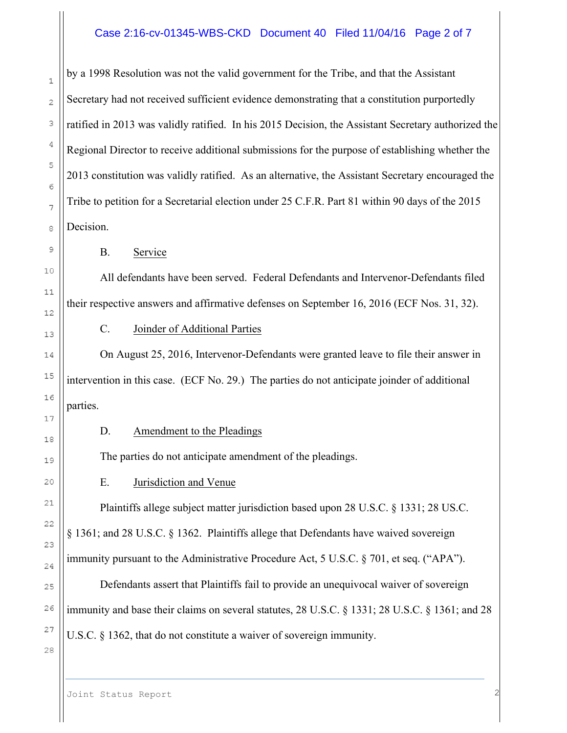by a 1998 Resolution was not the valid government for the Tribe, and that the Assistant Secretary had not received sufficient evidence demonstrating that a constitution purportedly ratified in 2013 was validly ratified. In his 2015 Decision, the Assistant Secretary authorized the Regional Director to receive additional submissions for the purpose of establishing whether the 2013 constitution was validly ratified. As an alternative, the Assistant Secretary encouraged the Tribe to petition for a Secretarial election under 25 C.F.R. Part 81 within 90 days of the 2015 Decision.

B. Service

All defendants have been served. Federal Defendants and Intervenor-Defendants filed their respective answers and affirmative defenses on September 16, 2016 (ECF Nos. 31, 32).

C. Joinder of Additional Parties

On August 25, 2016, Intervenor-Defendants were granted leave to file their answer in intervention in this case. (ECF No. 29.) The parties do not anticipate joinder of additional parties.

D. Amendment to the Pleadings

The parties do not anticipate amendment of the pleadings.

E. Jurisdiction and Venue

Plaintiffs allege subject matter jurisdiction based upon 28 U.S.C. § 1331; 28 US.C. § 1361; and 28 U.S.C. § 1362. Plaintiffs allege that Defendants have waived sovereign immunity pursuant to the Administrative Procedure Act, 5 U.S.C. § 701, et seq. ("APA").

Defendants assert that Plaintiffs fail to provide an unequivocal waiver of sovereign immunity and base their claims on several statutes, 28 U.S.C. § 1331; 28 U.S.C. § 1361; and 28 U.S.C. § 1362, that do not constitute a waiver of sovereign immunity.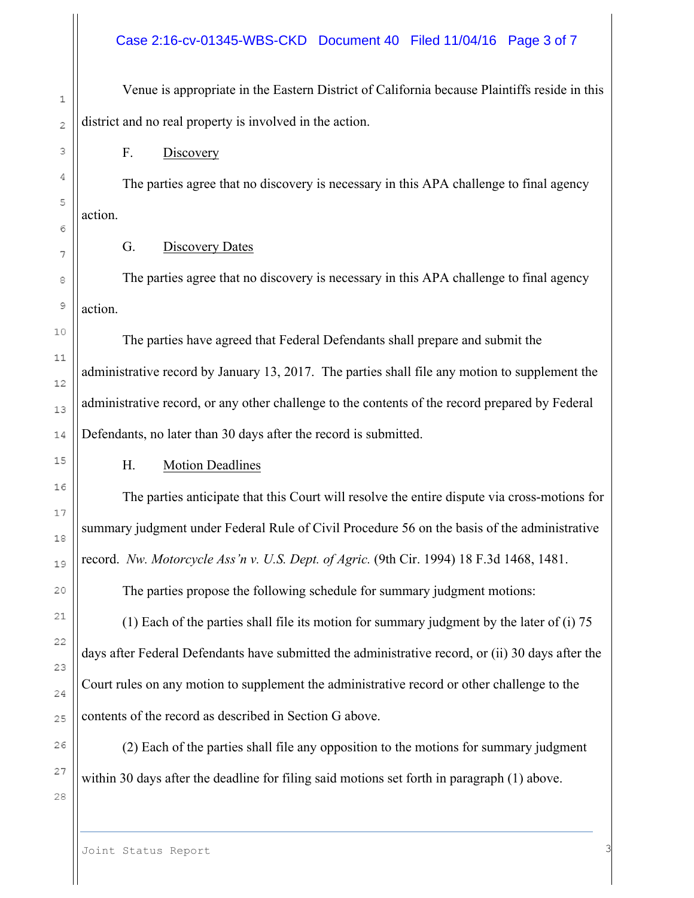Venue is appropriate in the Eastern District of California because Plaintiffs reside in this district and no real property is involved in the action.

F. Discovery

The parties agree that no discovery is necessary in this APA challenge to final agency action.

G. Discovery Dates

The parties agree that no discovery is necessary in this APA challenge to final agency action.

The parties have agreed that Federal Defendants shall prepare and submit the administrative record by January 13, 2017. The parties shall file any motion to supplement the administrative record, or any other challenge to the contents of the record prepared by Federal Defendants, no later than 30 days after the record is submitted.

H. Motion Deadlines

The parties anticipate that this Court will resolve the entire dispute via cross-motions for summary judgment under Federal Rule of Civil Procedure 56 on the basis of the administrative record. *Nw. Motorcycle Ass'n v. U.S. Dept. of Agric.* (9th Cir. 1994) 18 F.3d 1468, 1481.

The parties propose the following schedule for summary judgment motions:

(1) Each of the parties shall file its motion for summary judgment by the later of (i) 75 days after Federal Defendants have submitted the administrative record, or (ii) 30 days after the Court rules on any motion to supplement the administrative record or other challenge to the contents of the record as described in Section G above.

(2) Each of the parties shall file any opposition to the motions for summary judgment within 30 days after the deadline for filing said motions set forth in paragraph (1) above.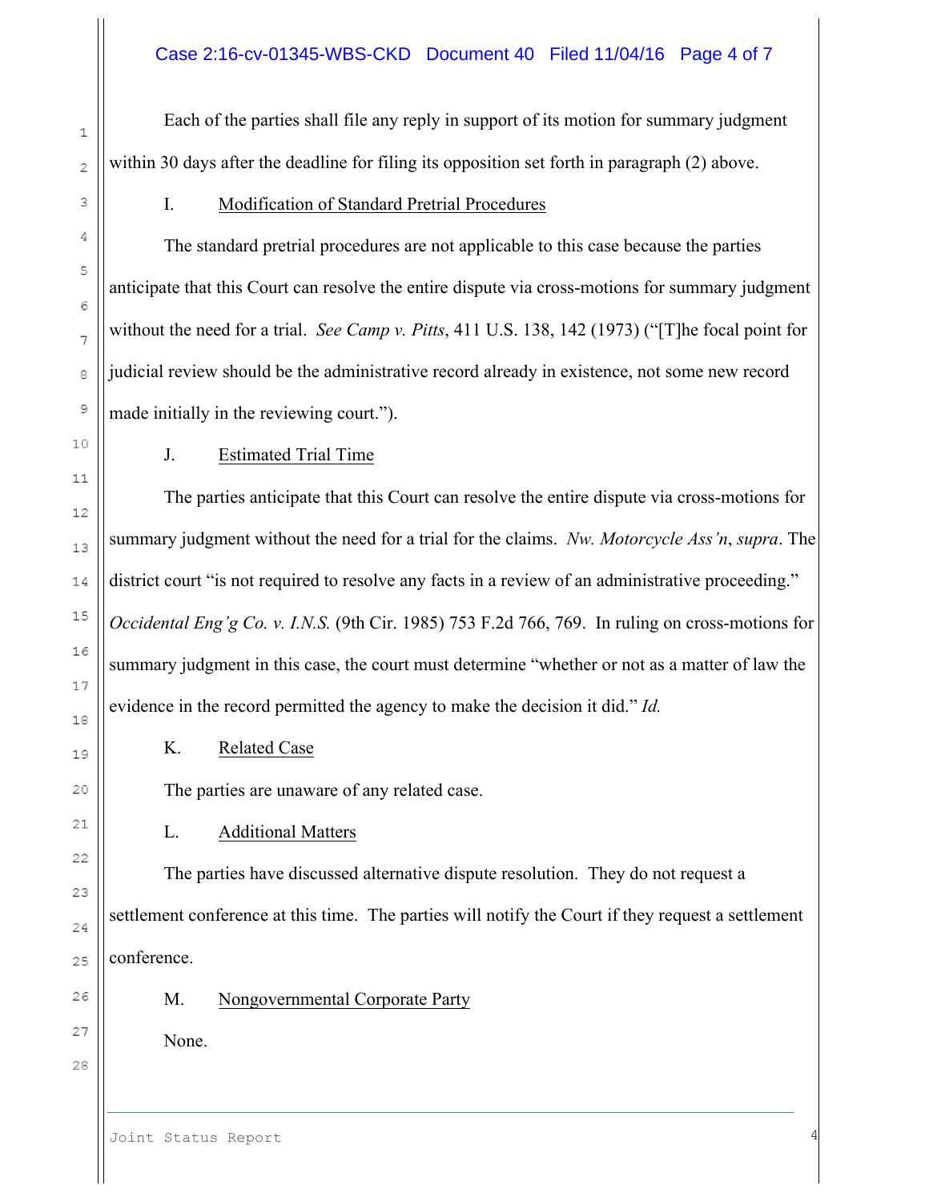Each of the parties shall file any reply in support of its motion for summary judgment within 30 days after the deadline for filing its opposition set forth in paragraph (2) above.

I. Modification of Standard Pretrial Procedures

The standard pretrial procedures are not applicable to this case because the parties anticipate that this Court can resolve the entire dispute via cross-motions for summary judgment without the need for a trial. *See Camp v. Pitts*, 411 U.S. 138, 142 (1973) ("[T]he focal point for judicial review should be the administrative record already in existence, not some new record made initially in the reviewing court.").

J. Estimated Trial Time

The parties anticipate that this Court can resolve the entire dispute via cross-motions for summary judgment without the need for a trial for the claims. *Nw. Motorcycle Ass'n*, *supra*. The district court "is not required to resolve any facts in a review of an administrative proceeding." *Occidental Eng'g Co. v. I.N.S.* (9th Cir. 1985) 753 F.2d 766, 769. In ruling on cross-motions for summary judgment in this case, the court must determine "whether or not as a matter of law the evidence in the record permitted the agency to make the decision it did." *Id.*

K. Related Case

The parties are unaware of any related case.

L. Additional Matters

The parties have discussed alternative dispute resolution. They do not request a settlement conference at this time. The parties will notify the Court if they request a settlement conference.

M. Nongovernmental Corporate Party

None.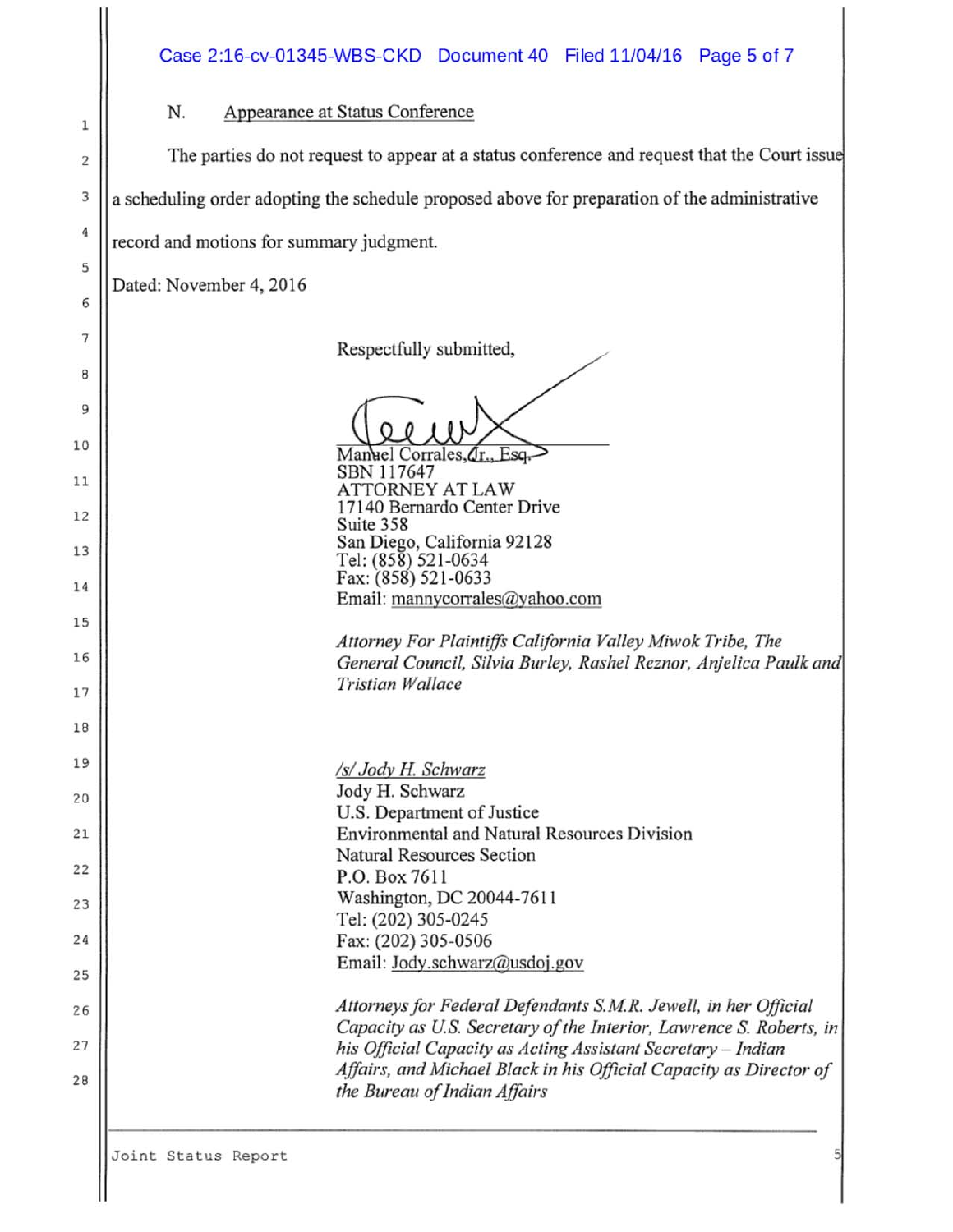## N. Appearance at Status Conference

The parties do not request to appear at a status conference and request that the Court issue a scheduling order adopting the schedule proposed above for preparation of the administrative record and motions for summary judgment.

Dated: November 4, 2016

Respectfully submitted,

Manuel Corrales, Jr., Esq.
SBN 117647
ATTORNEY AT LAW
17140 Bernardo Center Drive
Suite 358
San Diego, California 92128
Tel: (858) 521-0634
Fax: (858) 521-0633
Email: mannycorrales@yahoo.com

*Attorney For Plaintiffs California Valley Miwok Tribe, The General Council, Silvia Burley, Rashel Reznor, Anjelica Paulk and Tristian Wallace*

/s/ Jody H. Schwarz
Jody H. Schwarz
U.S. Department of Justice
Environmental and Natural Resources Division
Natural Resources Section
P.O. Box 7611
Washington, DC 20044-7611
Tel: (202) 305-0245
Fax: (202) 305-0506
Email: Jody.schwarz@usdoj.gov

*Attorneys for Federal Defendants S.M.R. Jewell, in her Official Capacity as U.S. Secretary of the Interior, Lawrence S. Roberts, in his Official Capacity as Acting Assistant Secretary – Indian Affairs, and Michael Black in his Official Capacity as Director of the Bureau of Indian Affairs*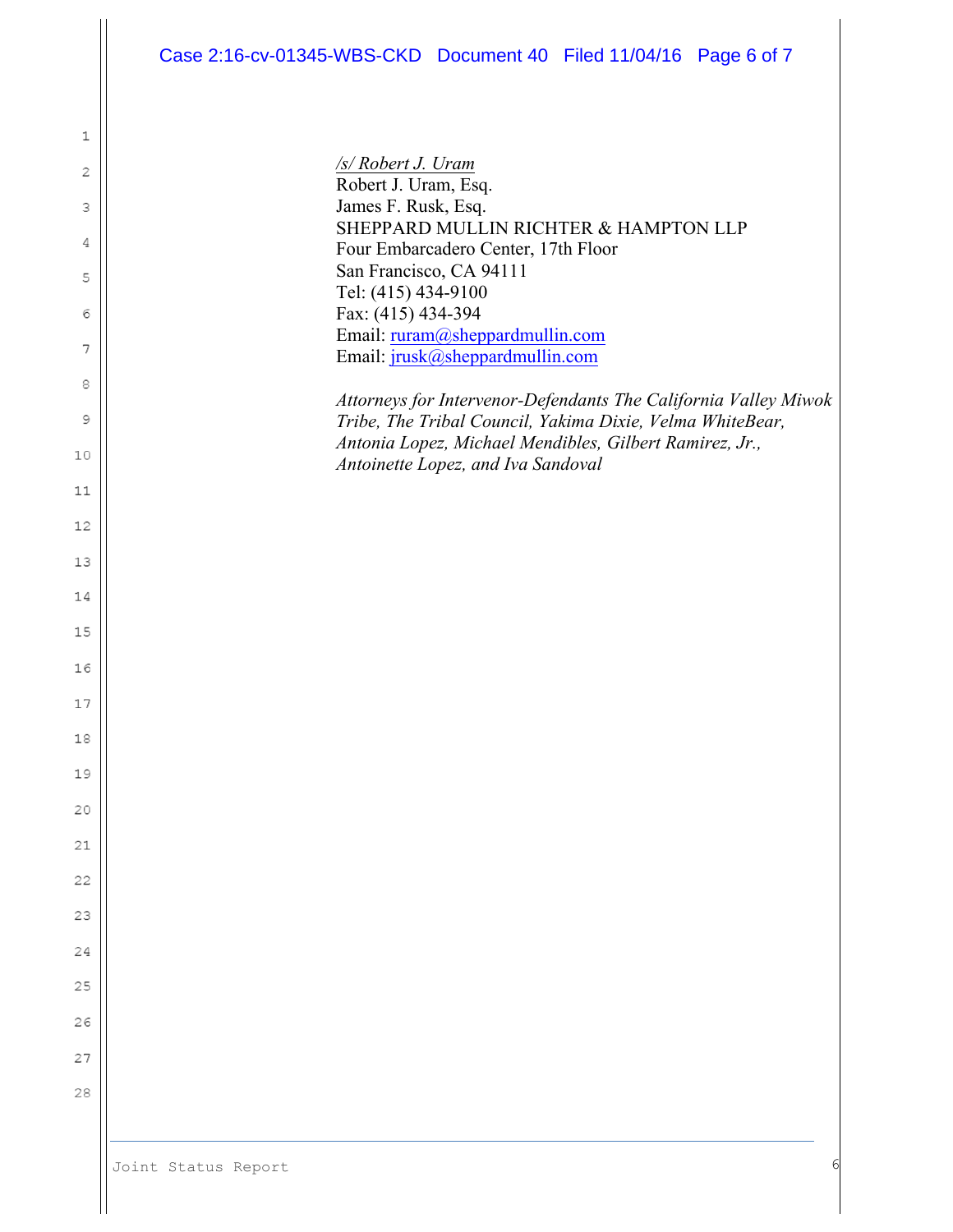/s/ Robert J. Uram
Robert J. Uram, Esq.
James F. Rusk, Esq.
SHEPPARD MULLIN RICHTER & HAMPTON LLP
Four Embarcadero Center, 17th Floor
San Francisco, CA 94111
Tel: (415) 434-9100
Fax: (415) 434-394
Email: ruram@sheppardmullin.com
Email: jrusk@sheppardmullin.com

*Attorneys for Intervenor-Defendants The California Valley Miwok Tribe, The Tribal Council, Yakima Dixie, Velma WhiteBear, Antonia Lopez, Michael Mendibles, Gilbert Ramirez, Jr., Antoinette Lopez, and Iva Sandoval*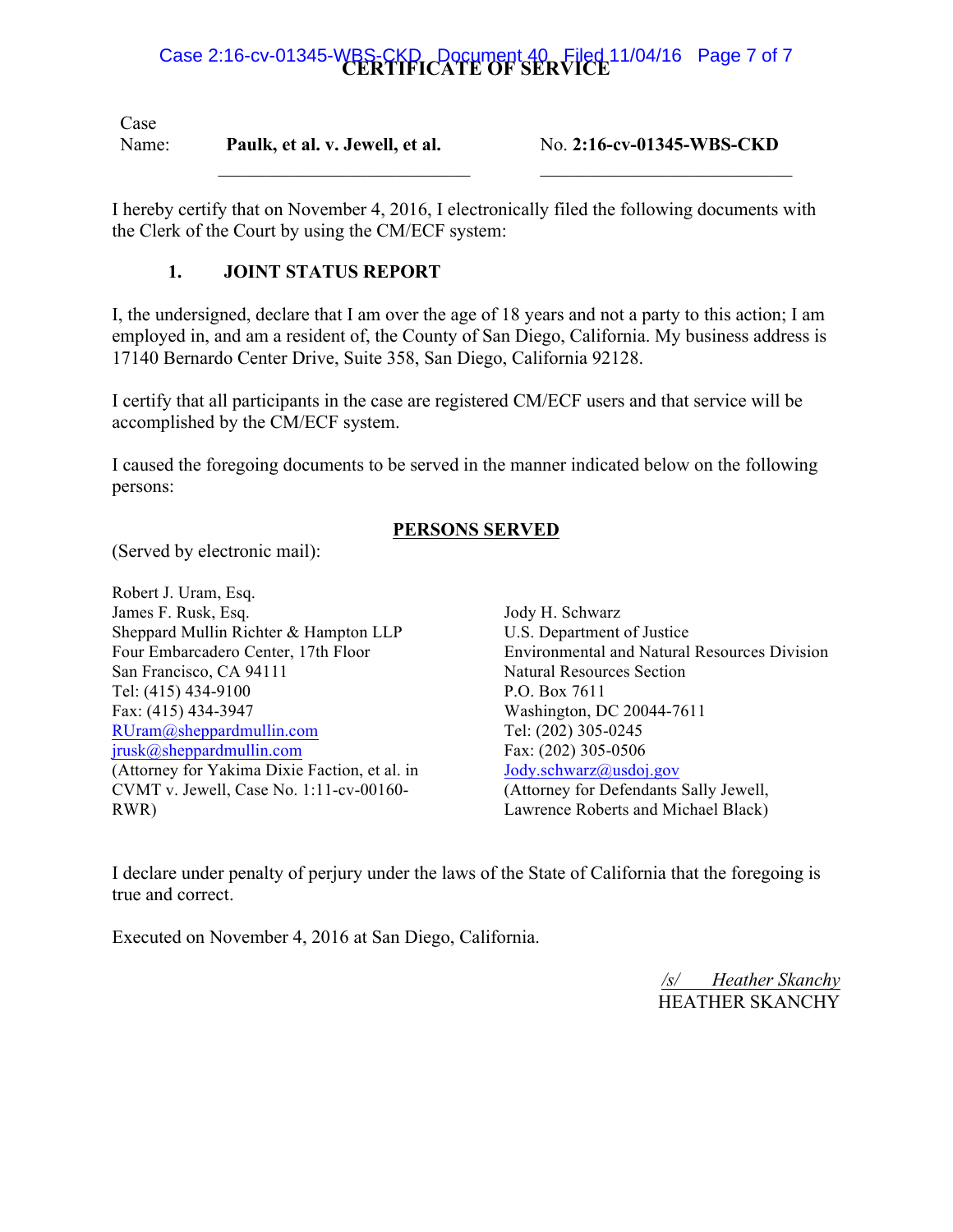# CERTIFICATE OF SERVICE

Case Name: **Paulk, et al. v. Jewell, et al.** No. **2:16-cv-01345-WBS-CKD**

I hereby certify that on November 4, 2016, I electronically filed the following documents with the Clerk of the Court by using the CM/ECF system:

**1. JOINT STATUS REPORT**

I, the undersigned, declare that I am over the age of 18 years and not a party to this action; I am employed in, and am a resident of, the County of San Diego, California. My business address is 17140 Bernardo Center Drive, Suite 358, San Diego, California 92128.

I certify that all participants in the case are registered CM/ECF users and that service will be accomplished by the CM/ECF system.

I caused the foregoing documents to be served in the manner indicated below on the following persons:

**PERSONS SERVED**

(Served by electronic mail):

Robert J. Uram, Esq.
James F. Rusk, Esq.
Sheppard Mullin Richter & Hampton LLP
Four Embarcadero Center, 17th Floor
San Francisco, CA 94111
Tel: (415) 434-9100
Fax: (415) 434-3947
RUram@sheppardmullin.com
jrusk@sheppardmullin.com
(Attorney for Yakima Dixie Faction, et al. in CVMT v. Jewell, Case No. 1:11-cv-00160-RWR)

Jody H. Schwarz
U.S. Department of Justice
Environmental and Natural Resources Division
Natural Resources Section
P.O. Box 7611
Washington, DC 20044-7611
Tel: (202) 305-0245
Fax: (202) 305-0506
Jody.schwarz@usdoj.gov
(Attorney for Defendants Sally Jewell, Lawrence Roberts and Michael Black)

I declare under penalty of perjury under the laws of the State of California that the foregoing is true and correct.

Executed on November 4, 2016 at San Diego, California.

*/s/ Heather Skanchy*
HEATHER SKANCHY